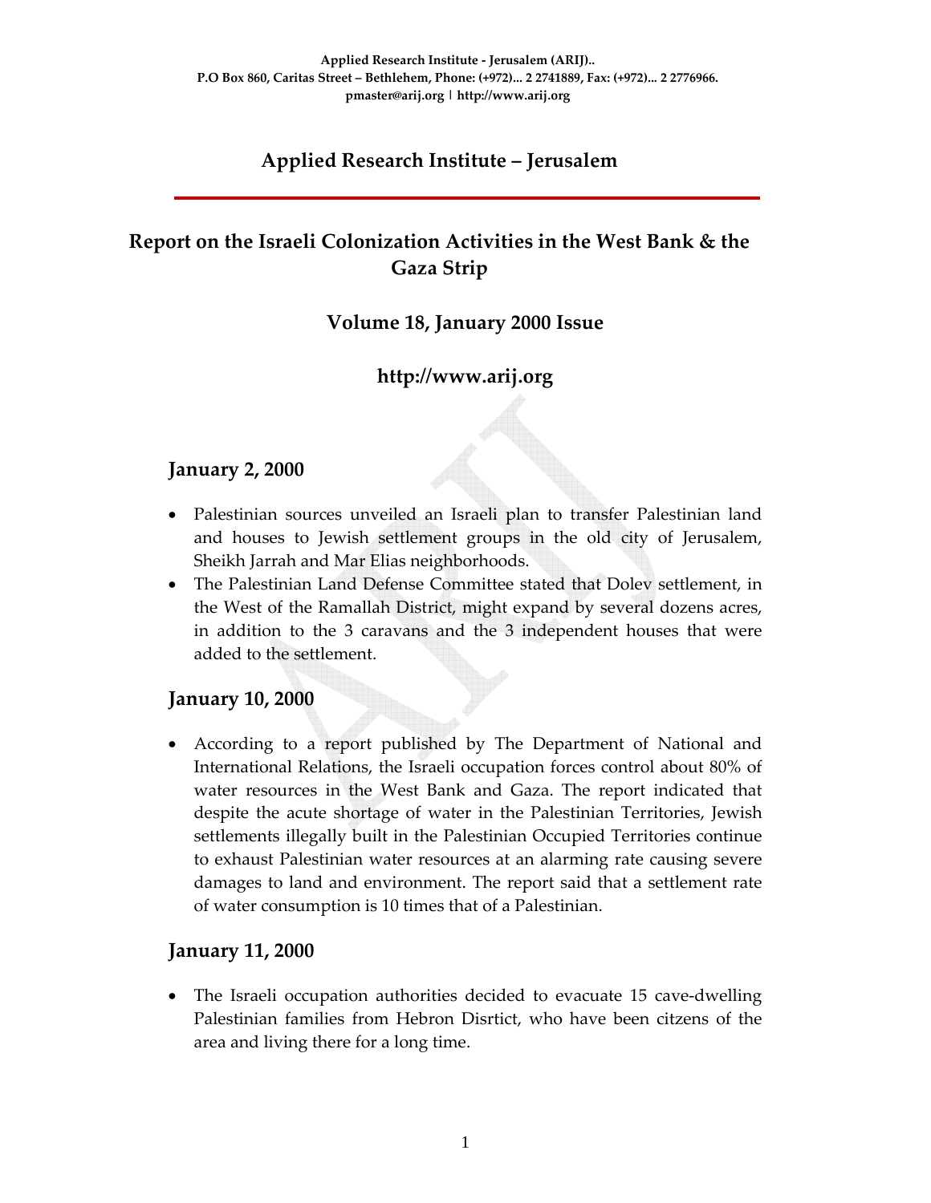Applied Research Institute - Jerusalem (ARIJ)..
P.O Box 860, Caritas Street – Bethlehem, Phone: (+972)... 2 2741889, Fax: (+972)... 2 2776966.
pmaster@arij.org | http://www.arij.org

# Applied Research Institute – Jerusalem

## Report on the Israeli Colonization Activities in the West Bank & the Gaza Strip

### Volume 18, January 2000 Issue

### http://www.arij.org

## January 2, 2000

- Palestinian sources unveiled an Israeli plan to transfer Palestinian land and houses to Jewish settlement groups in the old city of Jerusalem, Sheikh Jarrah and Mar Elias neighborhoods.
- The Palestinian Land Defense Committee stated that Dolev settlement, in the West of the Ramallah District, might expand by several dozens acres, in addition to the 3 caravans and the 3 independent houses that were added to the settlement.

## January 10, 2000

- According to a report published by The Department of National and International Relations, the Israeli occupation forces control about 80% of water resources in the West Bank and Gaza. The report indicated that despite the acute shortage of water in the Palestinian Territories, Jewish settlements illegally built in the Palestinian Occupied Territories continue to exhaust Palestinian water resources at an alarming rate causing severe damages to land and environment. The report said that a settlement rate of water consumption is 10 times that of a Palestinian.

## January 11, 2000

- The Israeli occupation authorities decided to evacuate 15 cave-dwelling Palestinian families from Hebron Disrtict, who have been citzens of the area and living there for a long time.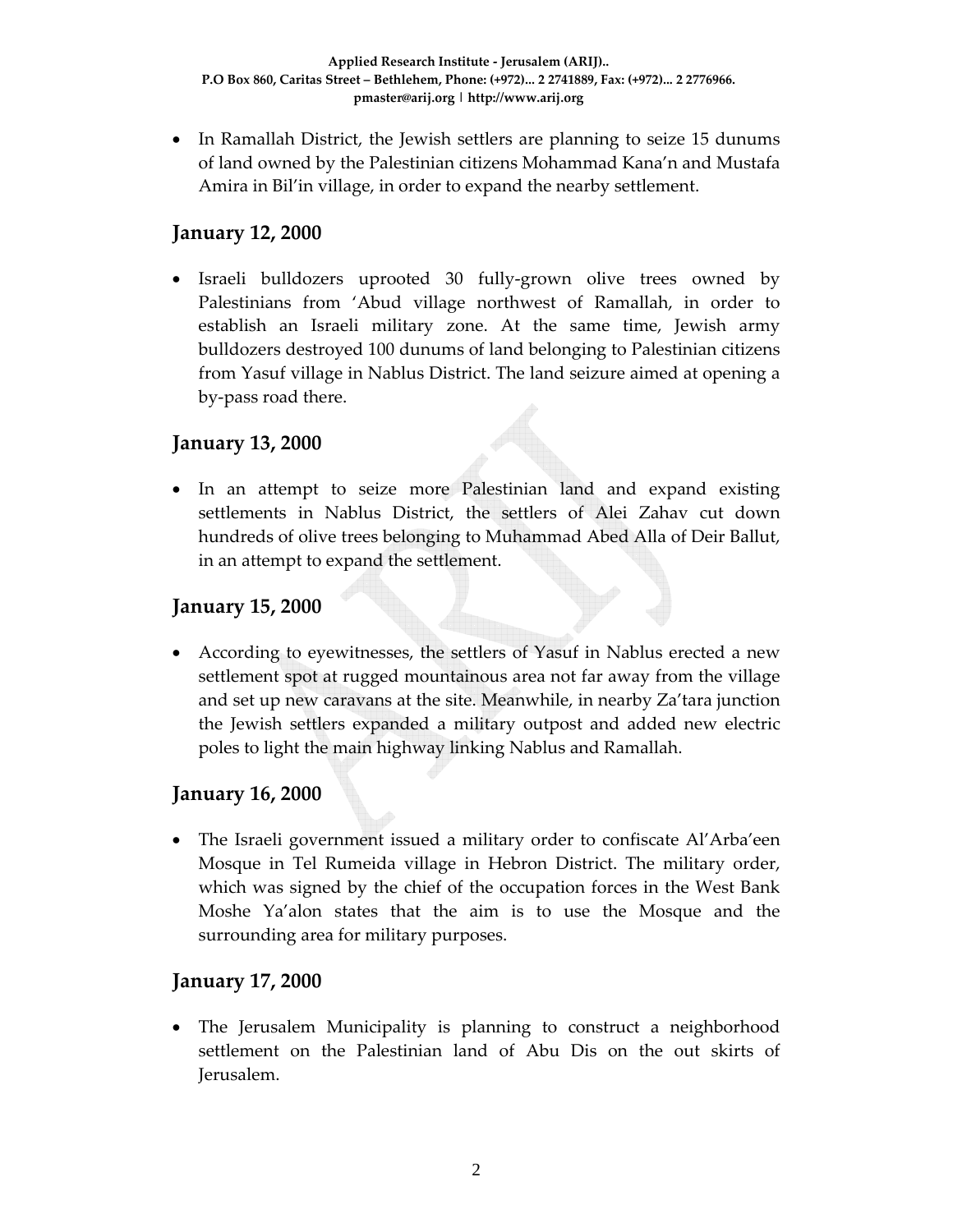- In Ramallah District, the Jewish settlers are planning to seize 15 dunums of land owned by the Palestinian citizens Mohammad Kana'n and Mustafa Amira in Bil'in village, in order to expand the nearby settlement.

## January 12, 2000

- Israeli bulldozers uprooted 30 fully-grown olive trees owned by Palestinians from 'Abud village northwest of Ramallah, in order to establish an Israeli military zone. At the same time, Jewish army bulldozers destroyed 100 dunums of land belonging to Palestinian citizens from Yasuf village in Nablus District. The land seizure aimed at opening a by-pass road there.

## January 13, 2000

- In an attempt to seize more Palestinian land and expand existing settlements in Nablus District, the settlers of Alei Zahav cut down hundreds of olive trees belonging to Muhammad Abed Alla of Deir Ballut, in an attempt to expand the settlement.

## January 15, 2000

- According to eyewitnesses, the settlers of Yasuf in Nablus erected a new settlement spot at rugged mountainous area not far away from the village and set up new caravans at the site. Meanwhile, in nearby Za'tara junction the Jewish settlers expanded a military outpost and added new electric poles to light the main highway linking Nablus and Ramallah.

## January 16, 2000

- The Israeli government issued a military order to confiscate Al'Arba'een Mosque in Tel Rumeida village in Hebron District. The military order, which was signed by the chief of the occupation forces in the West Bank Moshe Ya'alon states that the aim is to use the Mosque and the surrounding area for military purposes.

## January 17, 2000

- The Jerusalem Municipality is planning to construct a neighborhood settlement on the Palestinian land of Abu Dis on the out skirts of Jerusalem.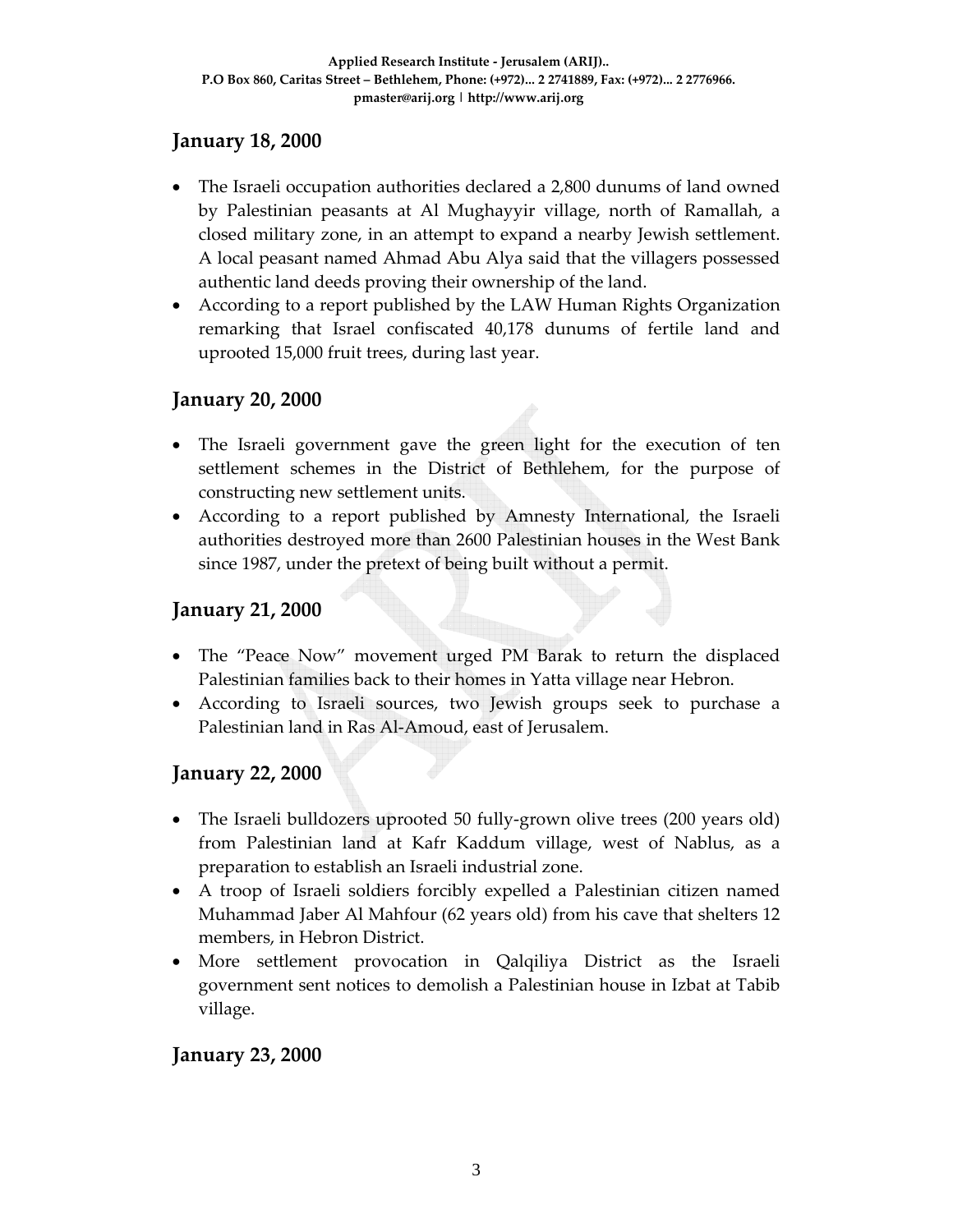## January 18, 2000

- The Israeli occupation authorities declared a 2,800 dunums of land owned by Palestinian peasants at Al Mughayyir village, north of Ramallah, a closed military zone, in an attempt to expand a nearby Jewish settlement. A local peasant named Ahmad Abu Alya said that the villagers possessed authentic land deeds proving their ownership of the land.
- According to a report published by the LAW Human Rights Organization remarking that Israel confiscated 40,178 dunums of fertile land and uprooted 15,000 fruit trees, during last year.

## January 20, 2000

- The Israeli government gave the green light for the execution of ten settlement schemes in the District of Bethlehem, for the purpose of constructing new settlement units.
- According to a report published by Amnesty International, the Israeli authorities destroyed more than 2600 Palestinian houses in the West Bank since 1987, under the pretext of being built without a permit.

## January 21, 2000

- The "Peace Now" movement urged PM Barak to return the displaced Palestinian families back to their homes in Yatta village near Hebron.
- According to Israeli sources, two Jewish groups seek to purchase a Palestinian land in Ras Al-Amoud, east of Jerusalem.

## January 22, 2000

- The Israeli bulldozers uprooted 50 fully-grown olive trees (200 years old) from Palestinian land at Kafr Kaddum village, west of Nablus, as a preparation to establish an Israeli industrial zone.
- A troop of Israeli soldiers forcibly expelled a Palestinian citizen named Muhammad Jaber Al Mahfour (62 years old) from his cave that shelters 12 members, in Hebron District.
- More settlement provocation in Qalqiliya District as the Israeli government sent notices to demolish a Palestinian house in Izbat at Tabib village.

## January 23, 2000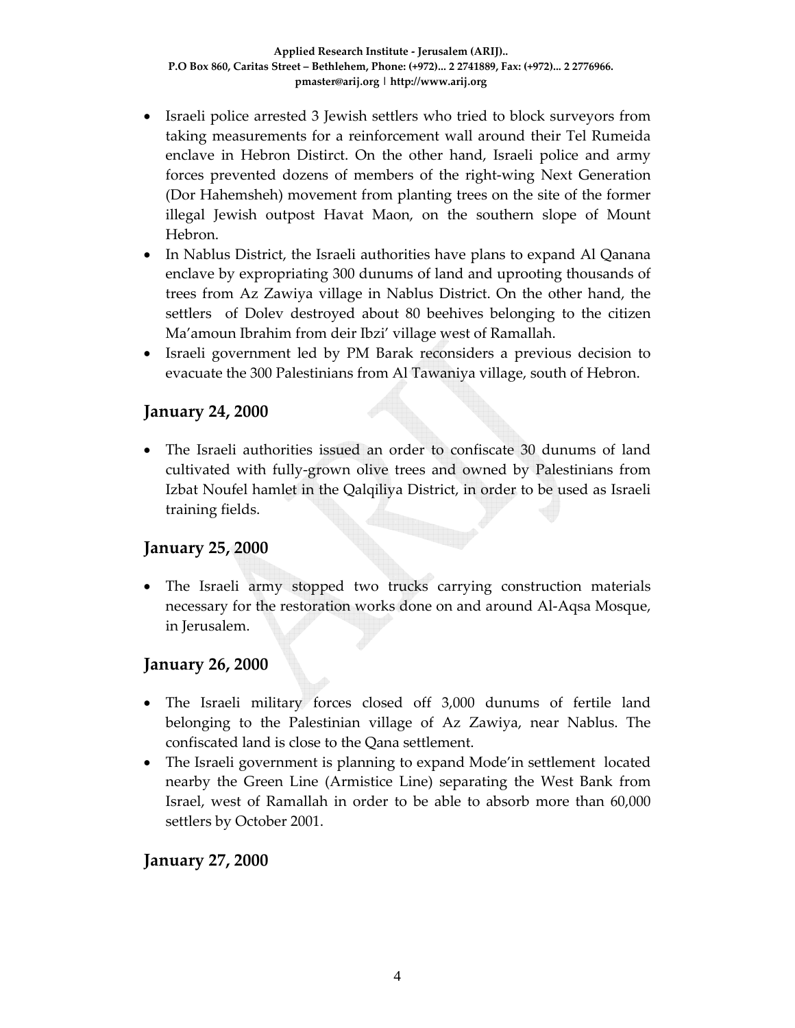- Israeli police arrested 3 Jewish settlers who tried to block surveyors from taking measurements for a reinforcement wall around their Tel Rumeida enclave in Hebron Distirct. On the other hand, Israeli police and army forces prevented dozens of members of the right-wing Next Generation (Dor Hahemsheh) movement from planting trees on the site of the former illegal Jewish outpost Havat Maon, on the southern slope of Mount Hebron.
- In Nablus District, the Israeli authorities have plans to expand Al Qanana enclave by expropriating 300 dunums of land and uprooting thousands of trees from Az Zawiya village in Nablus District. On the other hand, the settlers of Dolev destroyed about 80 beehives belonging to the citizen Ma'amoun Ibrahim from deir Ibzi' village west of Ramallah.
- Israeli government led by PM Barak reconsiders a previous decision to evacuate the 300 Palestinians from Al Tawaniya village, south of Hebron.

## January 24, 2000

- The Israeli authorities issued an order to confiscate 30 dunums of land cultivated with fully-grown olive trees and owned by Palestinians from Izbat Noufel hamlet in the Qalqiliya District, in order to be used as Israeli training fields.

## January 25, 2000

- The Israeli army stopped two trucks carrying construction materials necessary for the restoration works done on and around Al-Aqsa Mosque, in Jerusalem.

## January 26, 2000

- The Israeli military forces closed off 3,000 dunums of fertile land belonging to the Palestinian village of Az Zawiya, near Nablus. The confiscated land is close to the Qana settlement.
- The Israeli government is planning to expand Mode'in settlement located nearby the Green Line (Armistice Line) separating the West Bank from Israel, west of Ramallah in order to be able to absorb more than 60,000 settlers by October 2001.

## January 27, 2000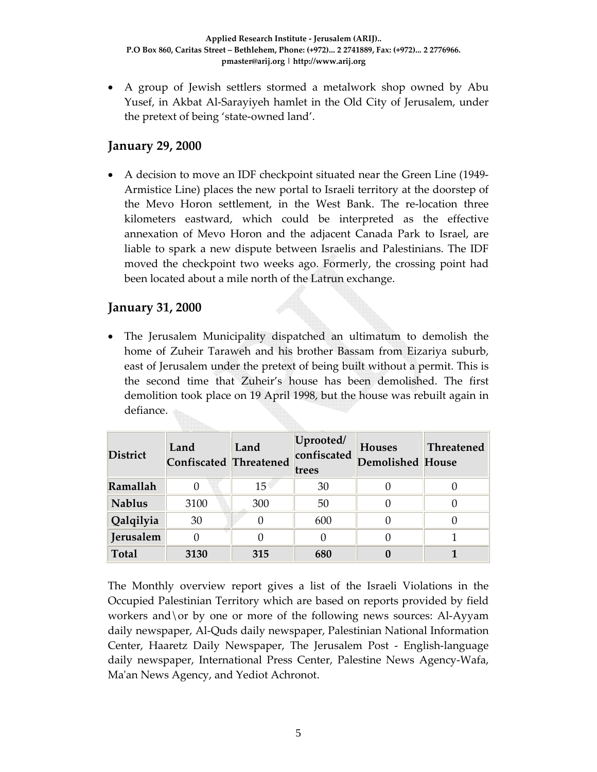- A group of Jewish settlers stormed a metalwork shop owned by Abu Yusef, in Akbat Al-Sarayiyeh hamlet in the Old City of Jerusalem, under the pretext of being 'state-owned land'.

## January 29, 2000

- A decision to move an IDF checkpoint situated near the Green Line (1949-Armistice Line) places the new portal to Israeli territory at the doorstep of the Mevo Horon settlement, in the West Bank. The re-location three kilometers eastward, which could be interpreted as the effective annexation of Mevo Horon and the adjacent Canada Park to Israel, are liable to spark a new dispute between Israelis and Palestinians. The IDF moved the checkpoint two weeks ago. Formerly, the crossing point had been located about a mile north of the Latrun exchange.

## January 31, 2000

- The Jerusalem Municipality dispatched an ultimatum to demolish the home of Zuheir Taraweh and his brother Bassam from Eizariya suburb, east of Jerusalem under the pretext of being built without a permit. This is the second time that Zuheir's house has been demolished. The first demolition took place on 19 April 1998, but the house was rebuilt again in defiance.

| District | Land Confiscated | Land Threatened | Uprooted/ confiscated trees | Houses Demolished | Threatened House |
|---|---|---|---|---|---|
| **Ramallah** | 0 | 15 | 30 | 0 | 0 |
| **Nablus** | 3100 | 300 | 50 | 0 | 0 |
| **Qalqilyia** | 30 | 0 | 600 | 0 | 0 |
| **Jerusalem** | 0 | 0 | 0 | 0 | 1 |
| **Total** | **3130** | **315** | **680** | **0** | **1** |

The Monthly overview report gives a list of the Israeli Violations in the Occupied Palestinian Territory which are based on reports provided by field workers and\or by one or more of the following news sources: Al-Ayyam daily newspaper, Al-Quds daily newspaper, Palestinian National Information Center, Haaretz Daily Newspaper, The Jerusalem Post - English-language daily newspaper, International Press Center, Palestine News Agency-Wafa, Ma'an News Agency, and Yediot Achronot.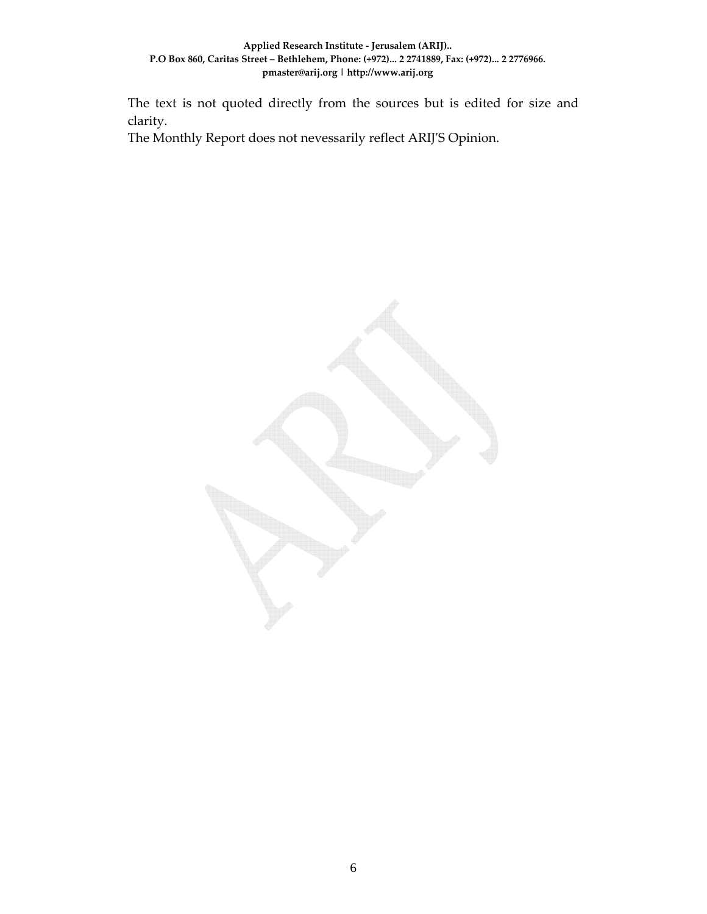The text is not quoted directly from the sources but is edited for size and clarity.

The Monthly Report does not nevessarily reflect ARIJ'S Opinion.